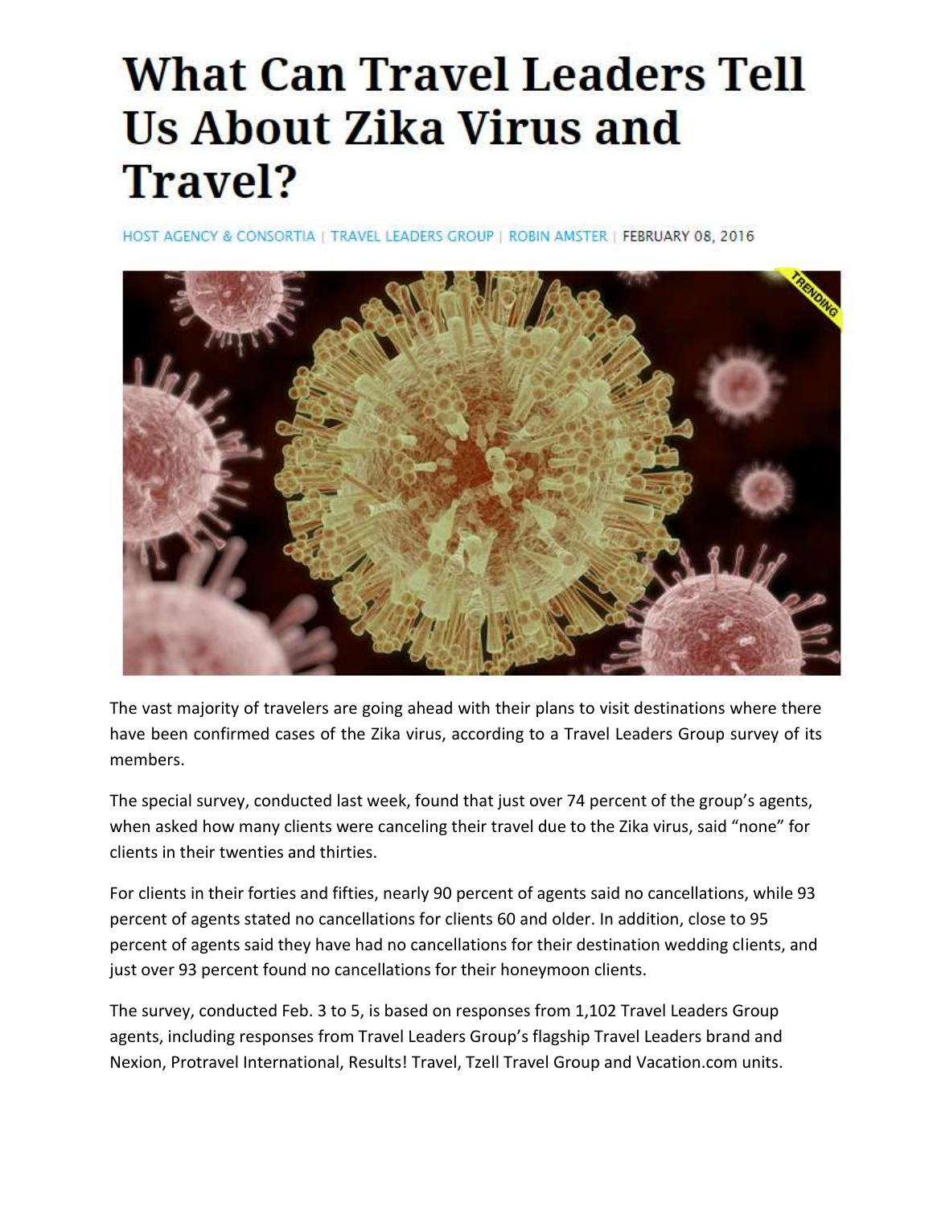# What Can Travel Leaders Tell Us About Zika Virus and Travel?

HOST AGENCY & CONSORTIA | TRAVEL LEADERS GROUP | ROBIN AMSTER | FEBRUARY 08, 2016

The vast majority of travelers are going ahead with their plans to visit destinations where there have been confirmed cases of the Zika virus, according to a Travel Leaders Group survey of its members.

The special survey, conducted last week, found that just over 74 percent of the group's agents, when asked how many clients were canceling their travel due to the Zika virus, said "none" for clients in their twenties and thirties.

For clients in their forties and fifties, nearly 90 percent of agents said no cancellations, while 93 percent of agents stated no cancellations for clients 60 and older. In addition, close to 95 percent of agents said they have had no cancellations for their destination wedding clients, and just over 93 percent found no cancellations for their honeymoon clients.

The survey, conducted Feb. 3 to 5, is based on responses from 1,102 Travel Leaders Group agents, including responses from Travel Leaders Group's flagship Travel Leaders brand and Nexion, Protravel International, Results! Travel, Tzell Travel Group and Vacation.com units.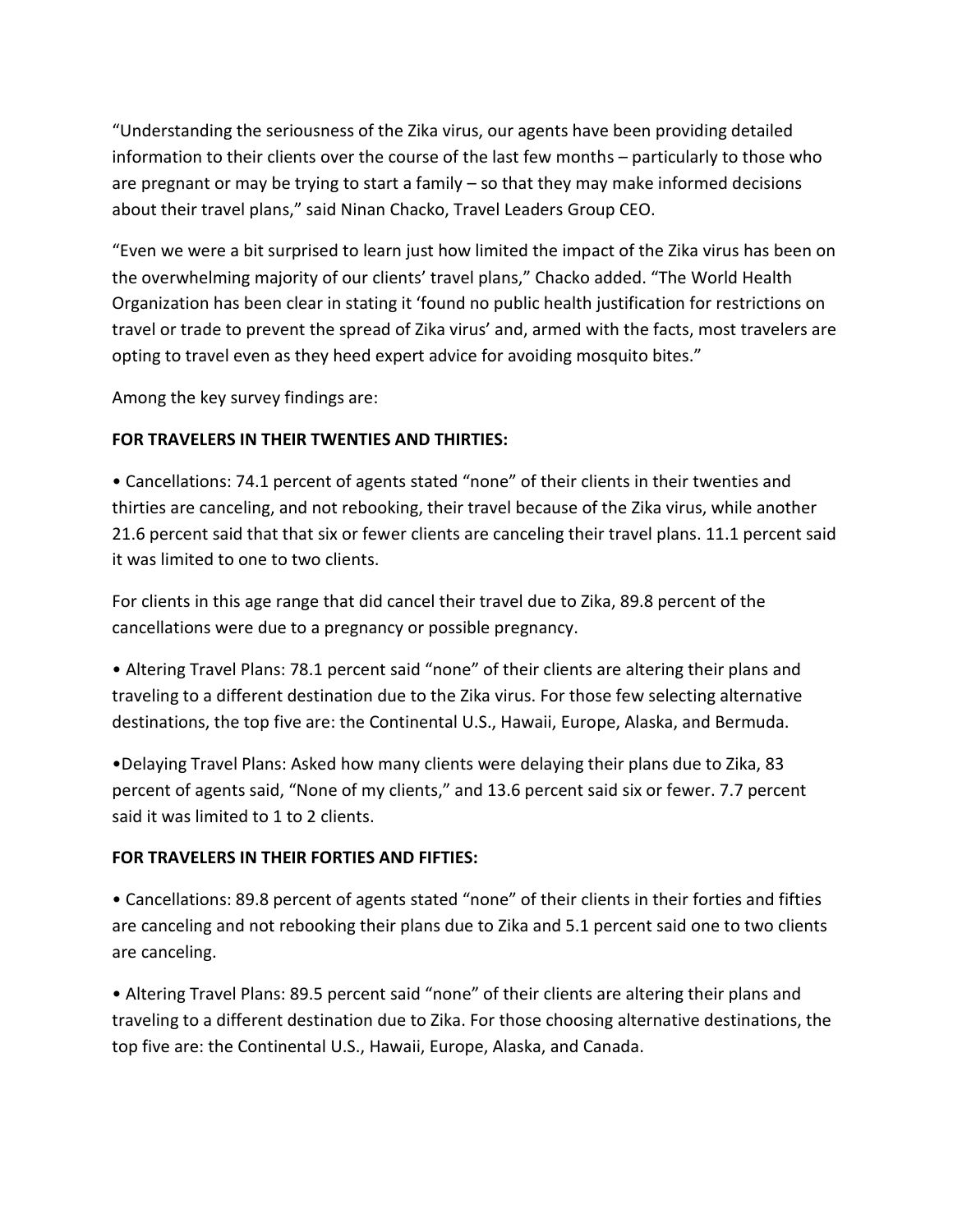"Understanding the seriousness of the Zika virus, our agents have been providing detailed information to their clients over the course of the last few months – particularly to those who are pregnant or may be trying to start a family – so that they may make informed decisions about their travel plans," said Ninan Chacko, Travel Leaders Group CEO.

"Even we were a bit surprised to learn just how limited the impact of the Zika virus has been on the overwhelming majority of our clients' travel plans," Chacko added. "The World Health Organization has been clear in stating it 'found no public health justification for restrictions on travel or trade to prevent the spread of Zika virus' and, armed with the facts, most travelers are opting to travel even as they heed expert advice for avoiding mosquito bites."

Among the key survey findings are:

**FOR TRAVELERS IN THEIR TWENTIES AND THIRTIES:**

• Cancellations: 74.1 percent of agents stated "none" of their clients in their twenties and thirties are canceling, and not rebooking, their travel because of the Zika virus, while another 21.6 percent said that that six or fewer clients are canceling their travel plans. 11.1 percent said it was limited to one to two clients.

For clients in this age range that did cancel their travel due to Zika, 89.8 percent of the cancellations were due to a pregnancy or possible pregnancy.

• Altering Travel Plans: 78.1 percent said "none" of their clients are altering their plans and traveling to a different destination due to the Zika virus. For those few selecting alternative destinations, the top five are: the Continental U.S., Hawaii, Europe, Alaska, and Bermuda.

•Delaying Travel Plans: Asked how many clients were delaying their plans due to Zika, 83 percent of agents said, "None of my clients," and 13.6 percent said six or fewer. 7.7 percent said it was limited to 1 to 2 clients.

**FOR TRAVELERS IN THEIR FORTIES AND FIFTIES:**

• Cancellations: 89.8 percent of agents stated "none" of their clients in their forties and fifties are canceling and not rebooking their plans due to Zika and 5.1 percent said one to two clients are canceling.

• Altering Travel Plans: 89.5 percent said "none" of their clients are altering their plans and traveling to a different destination due to Zika. For those choosing alternative destinations, the top five are: the Continental U.S., Hawaii, Europe, Alaska, and Canada.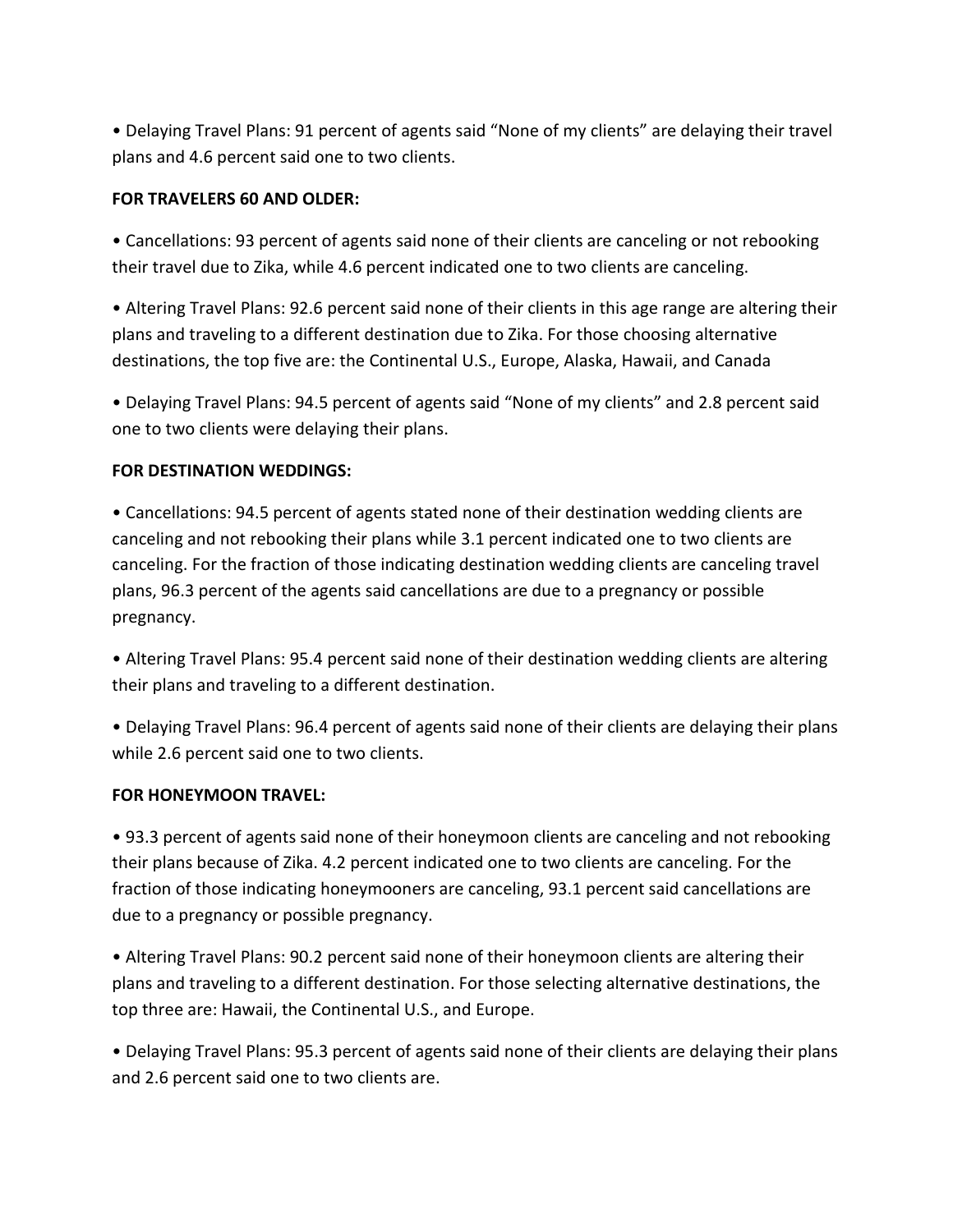• Delaying Travel Plans: 91 percent of agents said "None of my clients" are delaying their travel plans and 4.6 percent said one to two clients.

**FOR TRAVELERS 60 AND OLDER:**

• Cancellations: 93 percent of agents said none of their clients are canceling or not rebooking their travel due to Zika, while 4.6 percent indicated one to two clients are canceling.

• Altering Travel Plans: 92.6 percent said none of their clients in this age range are altering their plans and traveling to a different destination due to Zika. For those choosing alternative destinations, the top five are: the Continental U.S., Europe, Alaska, Hawaii, and Canada

• Delaying Travel Plans: 94.5 percent of agents said "None of my clients" and 2.8 percent said one to two clients were delaying their plans.

**FOR DESTINATION WEDDINGS:**

• Cancellations: 94.5 percent of agents stated none of their destination wedding clients are canceling and not rebooking their plans while 3.1 percent indicated one to two clients are canceling. For the fraction of those indicating destination wedding clients are canceling travel plans, 96.3 percent of the agents said cancellations are due to a pregnancy or possible pregnancy.

• Altering Travel Plans: 95.4 percent said none of their destination wedding clients are altering their plans and traveling to a different destination.

• Delaying Travel Plans: 96.4 percent of agents said none of their clients are delaying their plans while 2.6 percent said one to two clients.

**FOR HONEYMOON TRAVEL:**

• 93.3 percent of agents said none of their honeymoon clients are canceling and not rebooking their plans because of Zika. 4.2 percent indicated one to two clients are canceling. For the fraction of those indicating honeymooners are canceling, 93.1 percent said cancellations are due to a pregnancy or possible pregnancy.

• Altering Travel Plans: 90.2 percent said none of their honeymoon clients are altering their plans and traveling to a different destination. For those selecting alternative destinations, the top three are: Hawaii, the Continental U.S., and Europe.

• Delaying Travel Plans: 95.3 percent of agents said none of their clients are delaying their plans and 2.6 percent said one to two clients are.